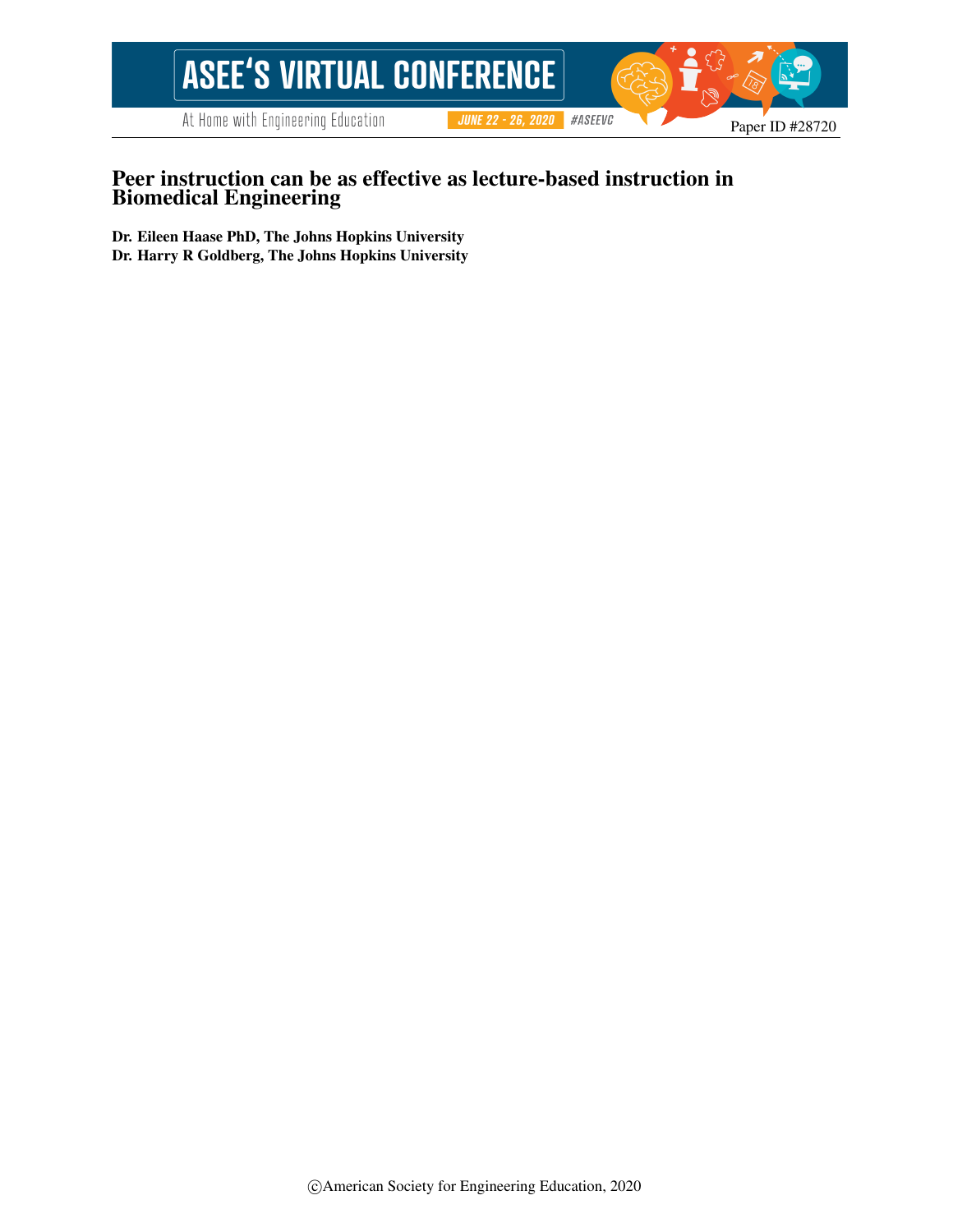# Peer instruction can be as effective as lecture-based instruction in Biomedical Engineering

**Dr. Eileen Haase PhD, The Johns Hopkins University**
**Dr. Harry R Goldberg, The Johns Hopkins University**

©American Society for Engineering Education, 2020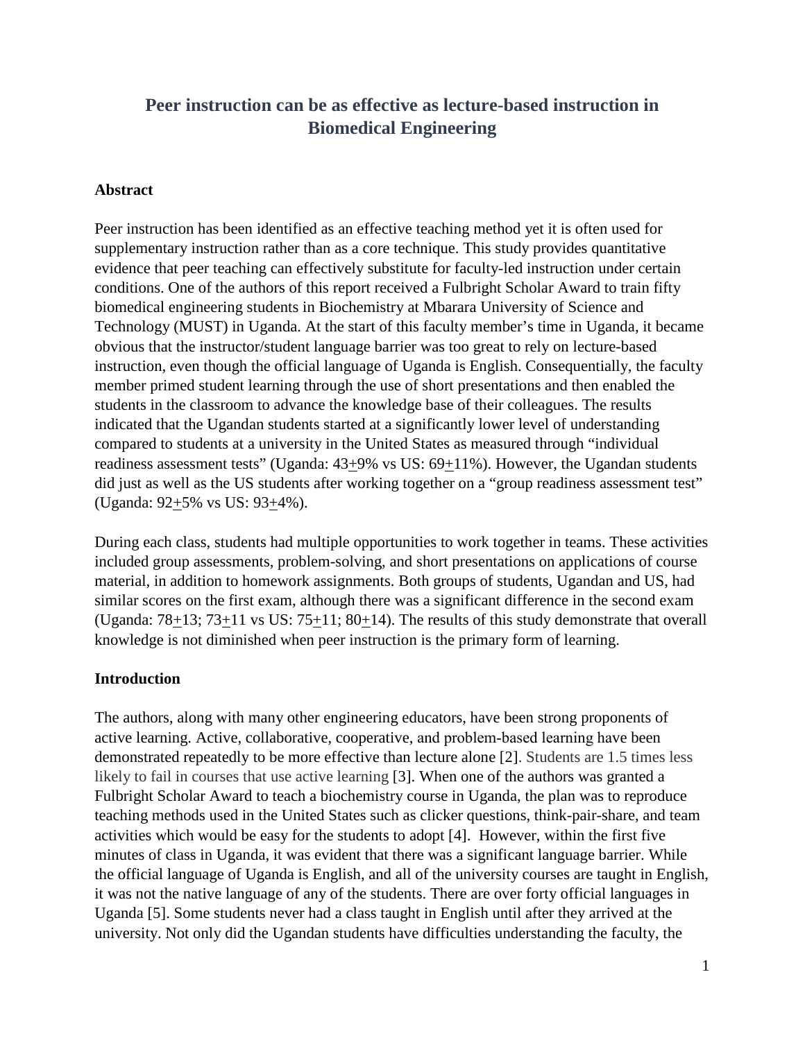# Peer instruction can be as effective as lecture-based instruction in Biomedical Engineering

## Abstract

Peer instruction has been identified as an effective teaching method yet it is often used for supplementary instruction rather than as a core technique. This study provides quantitative evidence that peer teaching can effectively substitute for faculty-led instruction under certain conditions. One of the authors of this report received a Fulbright Scholar Award to train fifty biomedical engineering students in Biochemistry at Mbarara University of Science and Technology (MUST) in Uganda. At the start of this faculty member's time in Uganda, it became obvious that the instructor/student language barrier was too great to rely on lecture-based instruction, even though the official language of Uganda is English. Consequentially, the faculty member primed student learning through the use of short presentations and then enabled the students in the classroom to advance the knowledge base of their colleagues. The results indicated that the Ugandan students started at a significantly lower level of understanding compared to students at a university in the United States as measured through "individual readiness assessment tests" (Uganda: 43±9% vs US: 69±11%). However, the Ugandan students did just as well as the US students after working together on a "group readiness assessment test" (Uganda: 92±5% vs US: 93±4%).

During each class, students had multiple opportunities to work together in teams. These activities included group assessments, problem-solving, and short presentations on applications of course material, in addition to homework assignments. Both groups of students, Ugandan and US, had similar scores on the first exam, although there was a significant difference in the second exam (Uganda: 78±13; 73±11 vs US: 75±11; 80±14). The results of this study demonstrate that overall knowledge is not diminished when peer instruction is the primary form of learning.

## Introduction

The authors, along with many other engineering educators, have been strong proponents of active learning. Active, collaborative, cooperative, and problem-based learning have been demonstrated repeatedly to be more effective than lecture alone [2]. Students are 1.5 times less likely to fail in courses that use active learning [3]. When one of the authors was granted a Fulbright Scholar Award to teach a biochemistry course in Uganda, the plan was to reproduce teaching methods used in the United States such as clicker questions, think-pair-share, and team activities which would be easy for the students to adopt [4]. However, within the first five minutes of class in Uganda, it was evident that there was a significant language barrier. While the official language of Uganda is English, and all of the university courses are taught in English, it was not the native language of any of the students. There are over forty official languages in Uganda [5]. Some students never had a class taught in English until after they arrived at the university. Not only did the Ugandan students have difficulties understanding the faculty, the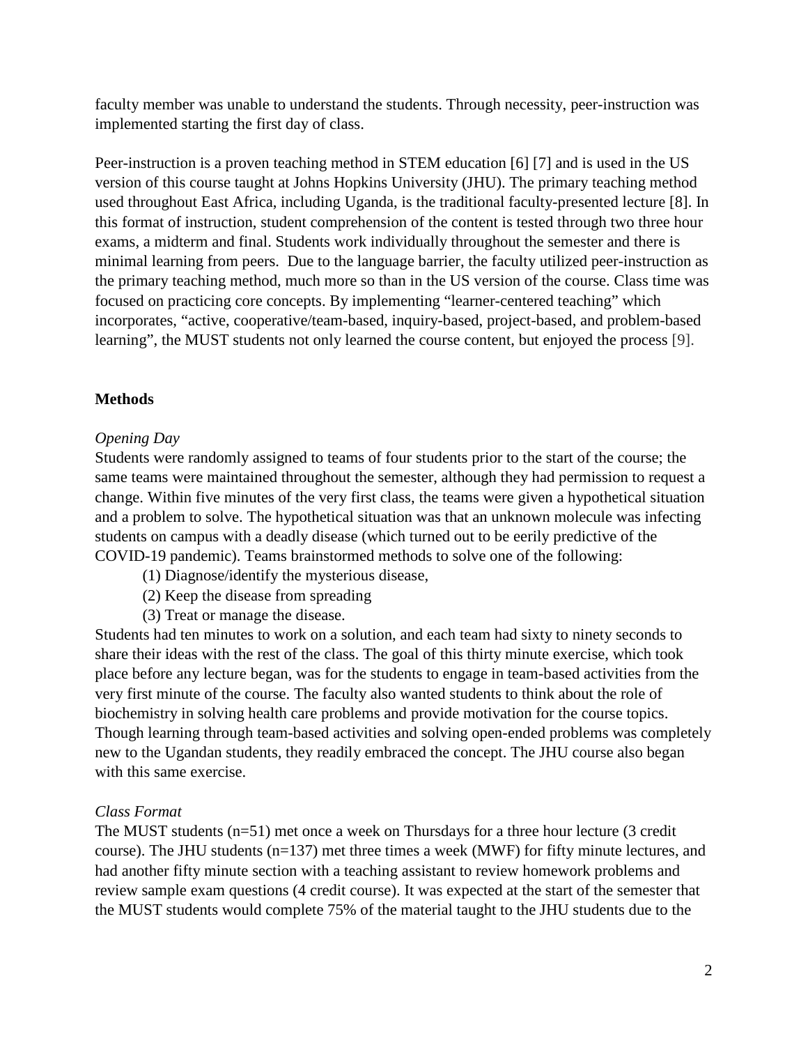faculty member was unable to understand the students. Through necessity, peer-instruction was implemented starting the first day of class.

Peer-instruction is a proven teaching method in STEM education [6] [7] and is used in the US version of this course taught at Johns Hopkins University (JHU). The primary teaching method used throughout East Africa, including Uganda, is the traditional faculty-presented lecture [8]. In this format of instruction, student comprehension of the content is tested through two three hour exams, a midterm and final. Students work individually throughout the semester and there is minimal learning from peers. Due to the language barrier, the faculty utilized peer-instruction as the primary teaching method, much more so than in the US version of the course. Class time was focused on practicing core concepts. By implementing "learner-centered teaching" which incorporates, "active, cooperative/team-based, inquiry-based, project-based, and problem-based learning", the MUST students not only learned the course content, but enjoyed the process [9].

**Methods**

*Opening Day*

Students were randomly assigned to teams of four students prior to the start of the course; the same teams were maintained throughout the semester, although they had permission to request a change. Within five minutes of the very first class, the teams were given a hypothetical situation and a problem to solve. The hypothetical situation was that an unknown molecule was infecting students on campus with a deadly disease (which turned out to be eerily predictive of the COVID-19 pandemic). Teams brainstormed methods to solve one of the following:

(1) Diagnose/identify the mysterious disease,
(2) Keep the disease from spreading
(3) Treat or manage the disease.

Students had ten minutes to work on a solution, and each team had sixty to ninety seconds to share their ideas with the rest of the class. The goal of this thirty minute exercise, which took place before any lecture began, was for the students to engage in team-based activities from the very first minute of the course. The faculty also wanted students to think about the role of biochemistry in solving health care problems and provide motivation for the course topics. Though learning through team-based activities and solving open-ended problems was completely new to the Ugandan students, they readily embraced the concept. The JHU course also began with this same exercise.

*Class Format*

The MUST students (n=51) met once a week on Thursdays for a three hour lecture (3 credit course). The JHU students (n=137) met three times a week (MWF) for fifty minute lectures, and had another fifty minute section with a teaching assistant to review homework problems and review sample exam questions (4 credit course). It was expected at the start of the semester that the MUST students would complete 75% of the material taught to the JHU students due to the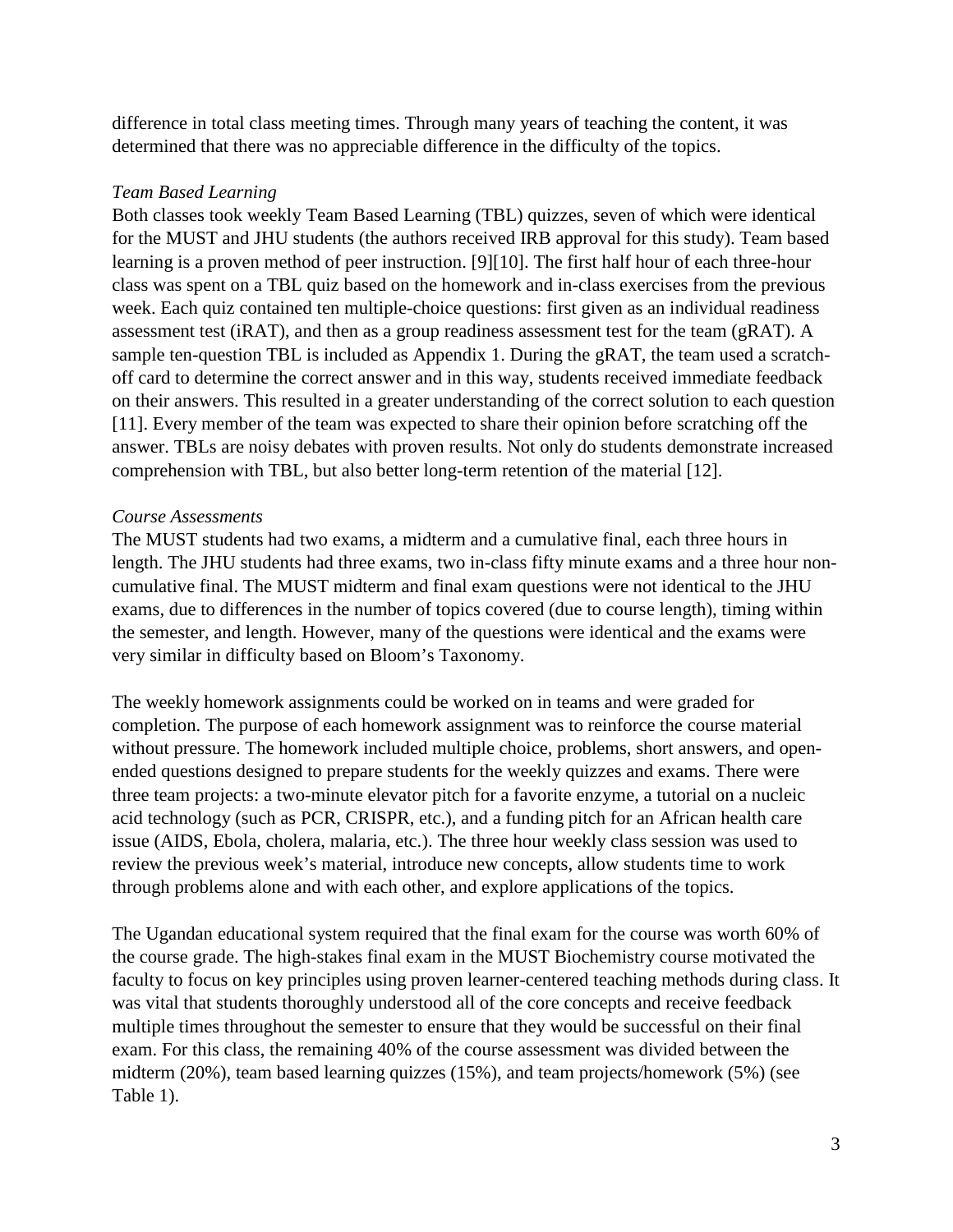difference in total class meeting times. Through many years of teaching the content, it was determined that there was no appreciable difference in the difficulty of the topics.

*Team Based Learning*

Both classes took weekly Team Based Learning (TBL) quizzes, seven of which were identical for the MUST and JHU students (the authors received IRB approval for this study). Team based learning is a proven method of peer instruction. [9][10]. The first half hour of each three-hour class was spent on a TBL quiz based on the homework and in-class exercises from the previous week. Each quiz contained ten multiple-choice questions: first given as an individual readiness assessment test (iRAT), and then as a group readiness assessment test for the team (gRAT). A sample ten-question TBL is included as Appendix 1. During the gRAT, the team used a scratch-off card to determine the correct answer and in this way, students received immediate feedback on their answers. This resulted in a greater understanding of the correct solution to each question [11]. Every member of the team was expected to share their opinion before scratching off the answer. TBLs are noisy debates with proven results. Not only do students demonstrate increased comprehension with TBL, but also better long-term retention of the material [12].

*Course Assessments*

The MUST students had two exams, a midterm and a cumulative final, each three hours in length. The JHU students had three exams, two in-class fifty minute exams and a three hour non-cumulative final. The MUST midterm and final exam questions were not identical to the JHU exams, due to differences in the number of topics covered (due to course length), timing within the semester, and length. However, many of the questions were identical and the exams were very similar in difficulty based on Bloom's Taxonomy.

The weekly homework assignments could be worked on in teams and were graded for completion. The purpose of each homework assignment was to reinforce the course material without pressure. The homework included multiple choice, problems, short answers, and open-ended questions designed to prepare students for the weekly quizzes and exams. There were three team projects: a two-minute elevator pitch for a favorite enzyme, a tutorial on a nucleic acid technology (such as PCR, CRISPR, etc.), and a funding pitch for an African health care issue (AIDS, Ebola, cholera, malaria, etc.). The three hour weekly class session was used to review the previous week's material, introduce new concepts, allow students time to work through problems alone and with each other, and explore applications of the topics.

The Ugandan educational system required that the final exam for the course was worth 60% of the course grade. The high-stakes final exam in the MUST Biochemistry course motivated the faculty to focus on key principles using proven learner-centered teaching methods during class. It was vital that students thoroughly understood all of the core concepts and receive feedback multiple times throughout the semester to ensure that they would be successful on their final exam. For this class, the remaining 40% of the course assessment was divided between the midterm (20%), team based learning quizzes (15%), and team projects/homework (5%) (see Table 1).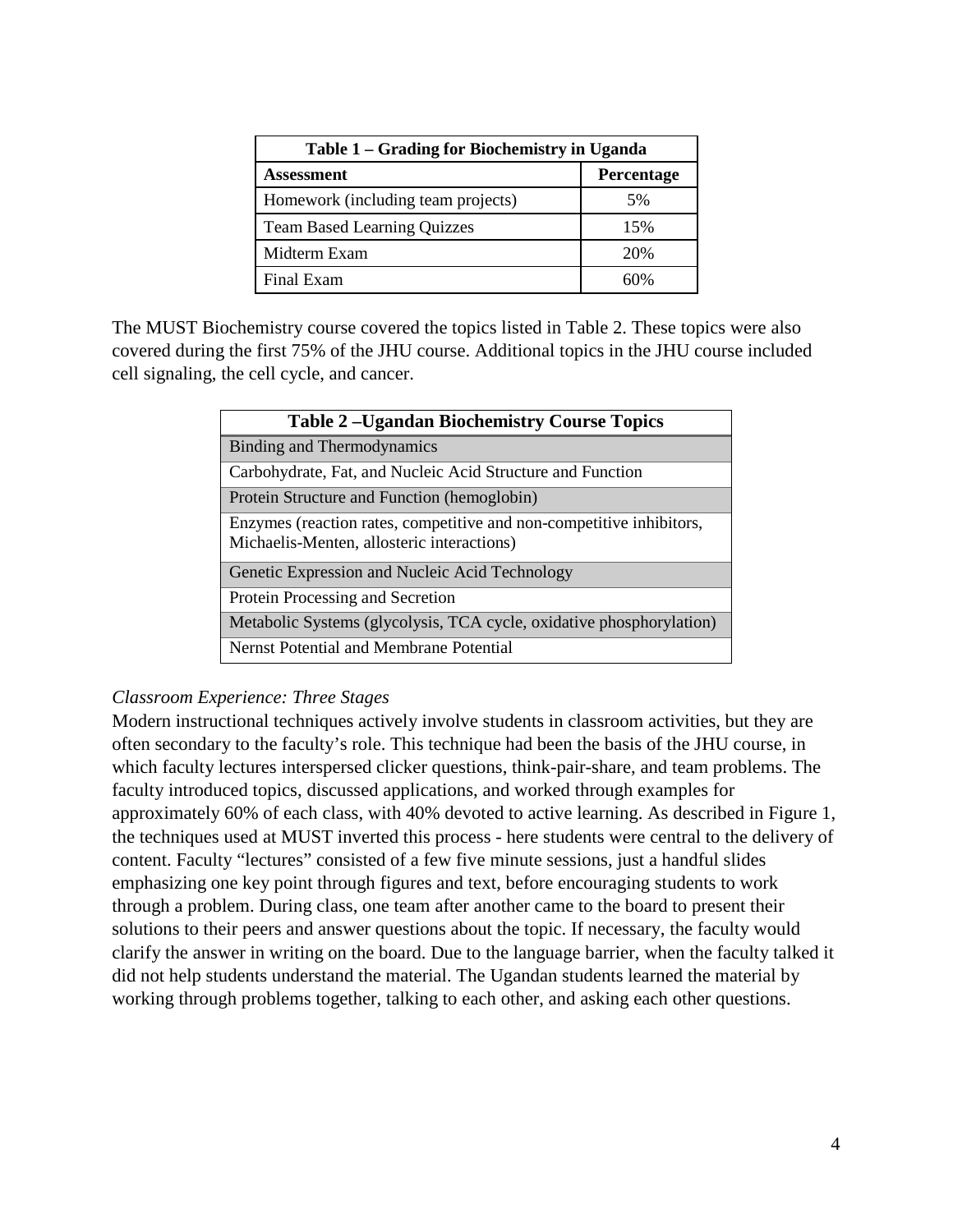| Table 1 – Grading for Biochemistry in Uganda | |
|---|---|
| **Assessment** | **Percentage** |
| Homework (including team projects) | 5% |
| Team Based Learning Quizzes | 15% |
| Midterm Exam | 20% |
| Final Exam | 60% |

The MUST Biochemistry course covered the topics listed in Table 2. These topics were also covered during the first 75% of the JHU course. Additional topics in the JHU course included cell signaling, the cell cycle, and cancer.

| Table 2 –Ugandan Biochemistry Course Topics |
|---|
| Binding and Thermodynamics |
| Carbohydrate, Fat, and Nucleic Acid Structure and Function |
| Protein Structure and Function (hemoglobin) |
| Enzymes (reaction rates, competitive and non-competitive inhibitors, Michaelis-Menten, allosteric interactions) |
| Genetic Expression and Nucleic Acid Technology |
| Protein Processing and Secretion |
| Metabolic Systems (glycolysis, TCA cycle, oxidative phosphorylation) |
| Nernst Potential and Membrane Potential |

*Classroom Experience: Three Stages*

Modern instructional techniques actively involve students in classroom activities, but they are often secondary to the faculty's role. This technique had been the basis of the JHU course, in which faculty lectures interspersed clicker questions, think-pair-share, and team problems. The faculty introduced topics, discussed applications, and worked through examples for approximately 60% of each class, with 40% devoted to active learning. As described in Figure 1, the techniques used at MUST inverted this process - here students were central to the delivery of content. Faculty "lectures" consisted of a few five minute sessions, just a handful slides emphasizing one key point through figures and text, before encouraging students to work through a problem. During class, one team after another came to the board to present their solutions to their peers and answer questions about the topic. If necessary, the faculty would clarify the answer in writing on the board. Due to the language barrier, when the faculty talked it did not help students understand the material. The Ugandan students learned the material by working through problems together, talking to each other, and asking each other questions.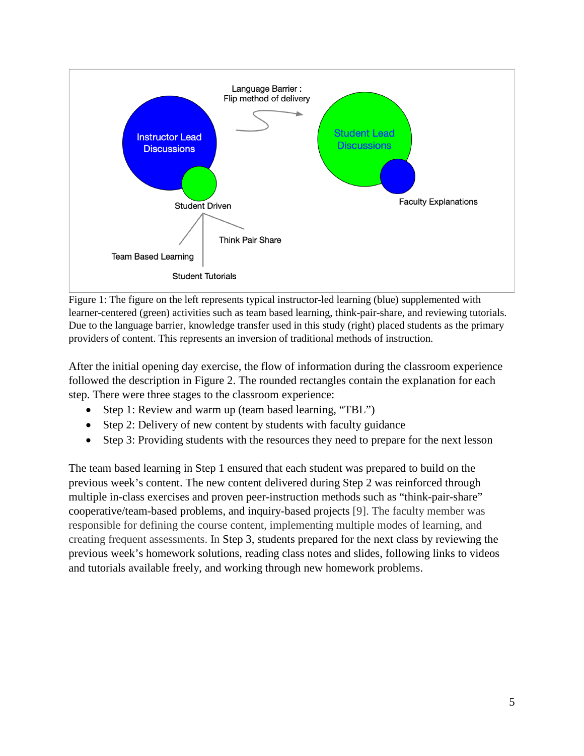Figure 1: The figure on the left represents typical instructor-led learning (blue) supplemented with learner-centered (green) activities such as team based learning, think-pair-share, and reviewing tutorials. Due to the language barrier, knowledge transfer used in this study (right) placed students as the primary providers of content. This represents an inversion of traditional methods of instruction.

After the initial opening day exercise, the flow of information during the classroom experience followed the description in Figure 2. The rounded rectangles contain the explanation for each step. There were three stages to the classroom experience:

- Step 1: Review and warm up (team based learning, "TBL")
- Step 2: Delivery of new content by students with faculty guidance
- Step 3: Providing students with the resources they need to prepare for the next lesson

The team based learning in Step 1 ensured that each student was prepared to build on the previous week's content. The new content delivered during Step 2 was reinforced through multiple in-class exercises and proven peer-instruction methods such as "think-pair-share" cooperative/team-based problems, and inquiry-based projects [9]. The faculty member was responsible for defining the course content, implementing multiple modes of learning, and creating frequent assessments. In Step 3, students prepared for the next class by reviewing the previous week's homework solutions, reading class notes and slides, following links to videos and tutorials available freely, and working through new homework problems.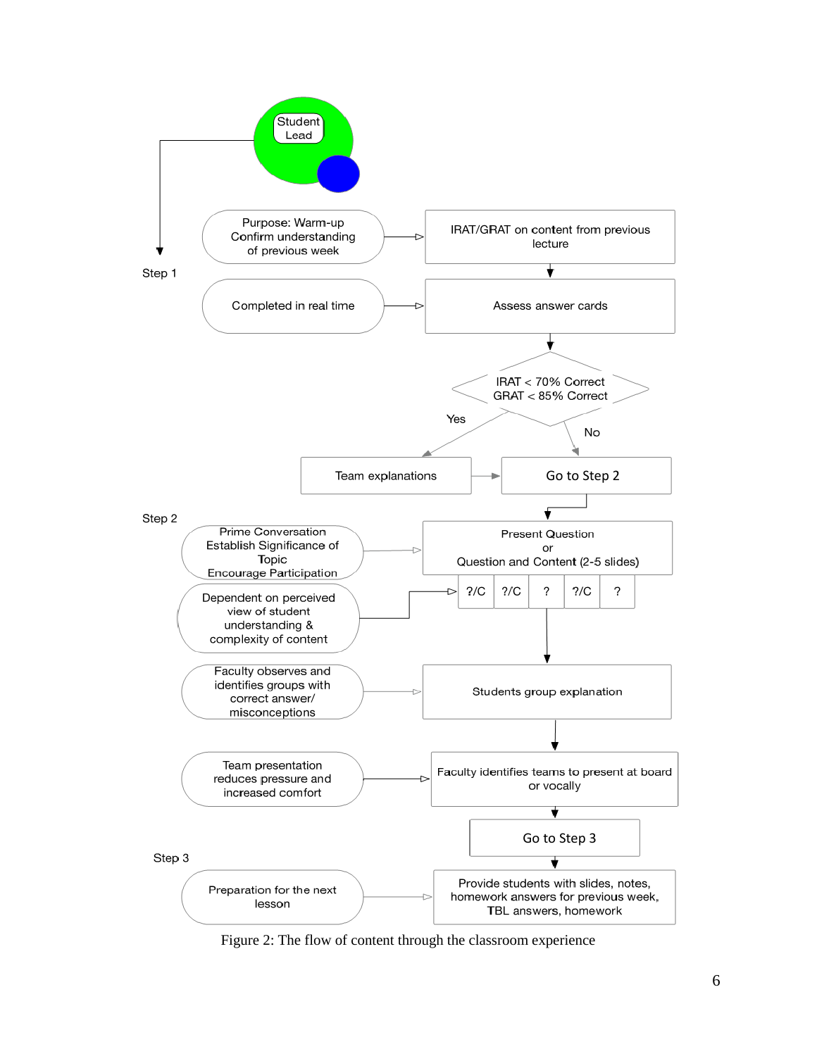Student Lead

Step 1

Purpose: Warm-up Confirm understanding of previous week → IRAT/GRAT on content from previous lecture

Completed in real time → Assess answer cards

IRAT < 70% Correct
GRAT < 85% Correct

Yes → Team explanations → Go to Step 2

No → Go to Step 2

Step 2

Prime Conversation
Establish Significance of Topic
Encourage Participation → Present Question or Question and Content (2-5 slides)

Dependent on perceived view of student understanding & complexity of content → ?/C | ?/C | ? | ?/C | ?

Faculty observes and identifies groups with correct answer/ misconceptions → Students group explanation

Team presentation reduces pressure and increased comfort → Faculty identifies teams to present at board or vocally

Go to Step 3

Step 3

Preparation for the next lesson → Provide students with slides, notes, homework answers for previous week, TBL answers, homework

Figure 2: The flow of content through the classroom experience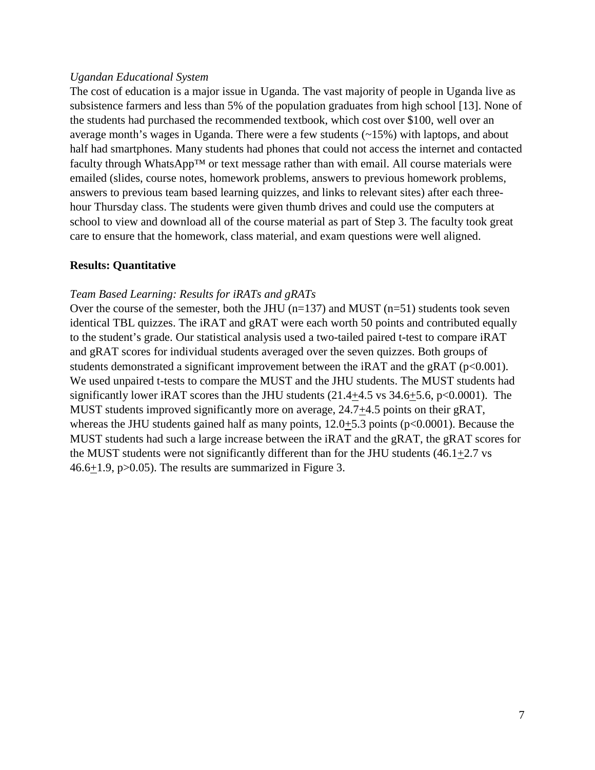*Ugandan Educational System*

The cost of education is a major issue in Uganda. The vast majority of people in Uganda live as subsistence farmers and less than 5% of the population graduates from high school [13]. None of the students had purchased the recommended textbook, which cost over $100, well over an average month's wages in Uganda. There were a few students (~15%) with laptops, and about half had smartphones. Many students had phones that could not access the internet and contacted faculty through WhatsApp™ or text message rather than with email. All course materials were emailed (slides, course notes, homework problems, answers to previous homework problems, answers to previous team based learning quizzes, and links to relevant sites) after each three-hour Thursday class. The students were given thumb drives and could use the computers at school to view and download all of the course material as part of Step 3. The faculty took great care to ensure that the homework, class material, and exam questions were well aligned.

**Results: Quantitative**

*Team Based Learning: Results for iRATs and gRATs*

Over the course of the semester, both the JHU ($n=137$) and MUST ($n=51$) students took seven identical TBL quizzes. The iRAT and gRAT were each worth 50 points and contributed equally to the student's grade. Our statistical analysis used a two-tailed paired t-test to compare iRAT and gRAT scores for individual students averaged over the seven quizzes. Both groups of students demonstrated a significant improvement between the iRAT and the gRAT ($p<0.001$). We used unpaired t-tests to compare the MUST and the JHU students. The MUST students had significantly lower iRAT scores than the JHU students ($21.4 \pm 4.5$ vs $34.6 \pm 5.6$, $p<0.0001$). The MUST students improved significantly more on average, $24.7 \pm 4.5$ points on their gRAT, whereas the JHU students gained half as many points, $12.0 \pm 5.3$ points ($p<0.0001$). Because the MUST students had such a large increase between the iRAT and the gRAT, the gRAT scores for the MUST students were not significantly different than for the JHU students ($46.1 \pm 2.7$ vs $46.6 \pm 1.9$, $p>0.05$). The results are summarized in Figure 3.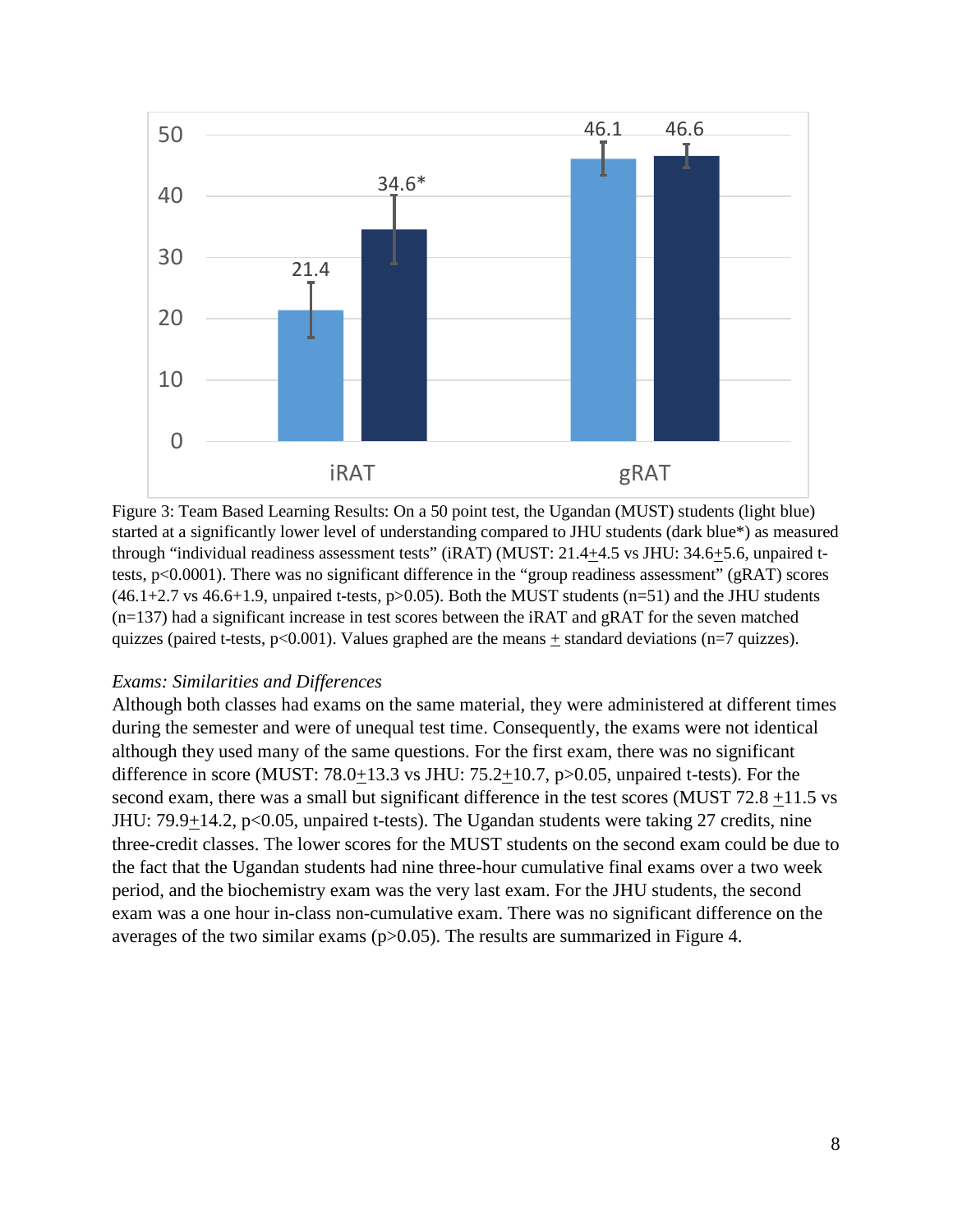Figure 3: Team Based Learning Results: On a 50 point test, the Ugandan (MUST) students (light blue) started at a significantly lower level of understanding compared to JHU students (dark blue*) as measured through "individual readiness assessment tests" (iRAT) (MUST: 21.4±4.5 vs JHU: 34.6±5.6, unpaired t-tests, $p<0.0001$). There was no significant difference in the "group readiness assessment" (gRAT) scores (46.1+2.7 vs 46.6+1.9, unpaired t-tests, $p>0.05$). Both the MUST students (n=51) and the JHU students (n=137) had a significant increase in test scores between the iRAT and gRAT for the seven matched quizzes (paired t-tests, $p<0.001$). Values graphed are the means ± standard deviations (n=7 quizzes).

*Exams: Similarities and Differences*

Although both classes had exams on the same material, they were administered at different times during the semester and were of unequal test time. Consequently, the exams were not identical although they used many of the same questions. For the first exam, there was no significant difference in score (MUST: 78.0±13.3 vs JHU: 75.2±10.7, $p>0.05$, unpaired t-tests). For the second exam, there was a small but significant difference in the test scores (MUST 72.8 ±11.5 vs JHU: 79.9±14.2, $p<0.05$, unpaired t-tests). The Ugandan students were taking 27 credits, nine three-credit classes. The lower scores for the MUST students on the second exam could be due to the fact that the Ugandan students had nine three-hour cumulative final exams over a two week period, and the biochemistry exam was the very last exam. For the JHU students, the second exam was a one hour in-class non-cumulative exam. There was no significant difference on the averages of the two similar exams ($p>0.05$). The results are summarized in Figure 4.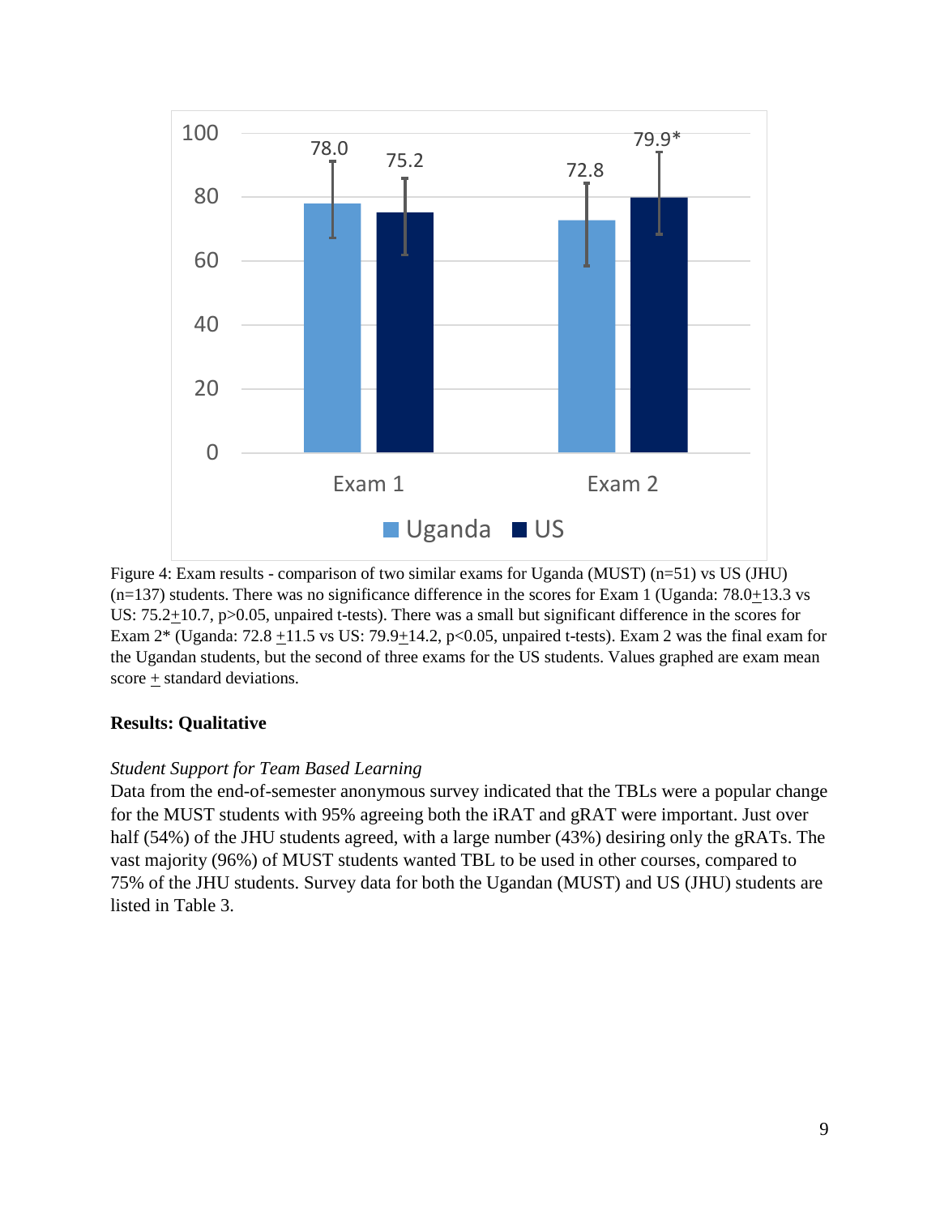Figure 4: Exam results - comparison of two similar exams for Uganda (MUST) (n=51) vs US (JHU) (n=137) students. There was no significance difference in the scores for Exam 1 (Uganda: 78.0±13.3 vs US: 75.2±10.7, $p>0.05$, unpaired t-tests). There was a small but significant difference in the scores for Exam 2* (Uganda: 72.8 ±11.5 vs US: 79.9±14.2, $p<0.05$, unpaired t-tests). Exam 2 was the final exam for the Ugandan students, but the second of three exams for the US students. Values graphed are exam mean score ± standard deviations.

**Results: Qualitative**

*Student Support for Team Based Learning*

Data from the end-of-semester anonymous survey indicated that the TBLs were a popular change for the MUST students with 95% agreeing both the iRAT and gRAT were important. Just over half (54%) of the JHU students agreed, with a large number (43%) desiring only the gRATs. The vast majority (96%) of MUST students wanted TBL to be used in other courses, compared to 75% of the JHU students. Survey data for both the Ugandan (MUST) and US (JHU) students are listed in Table 3.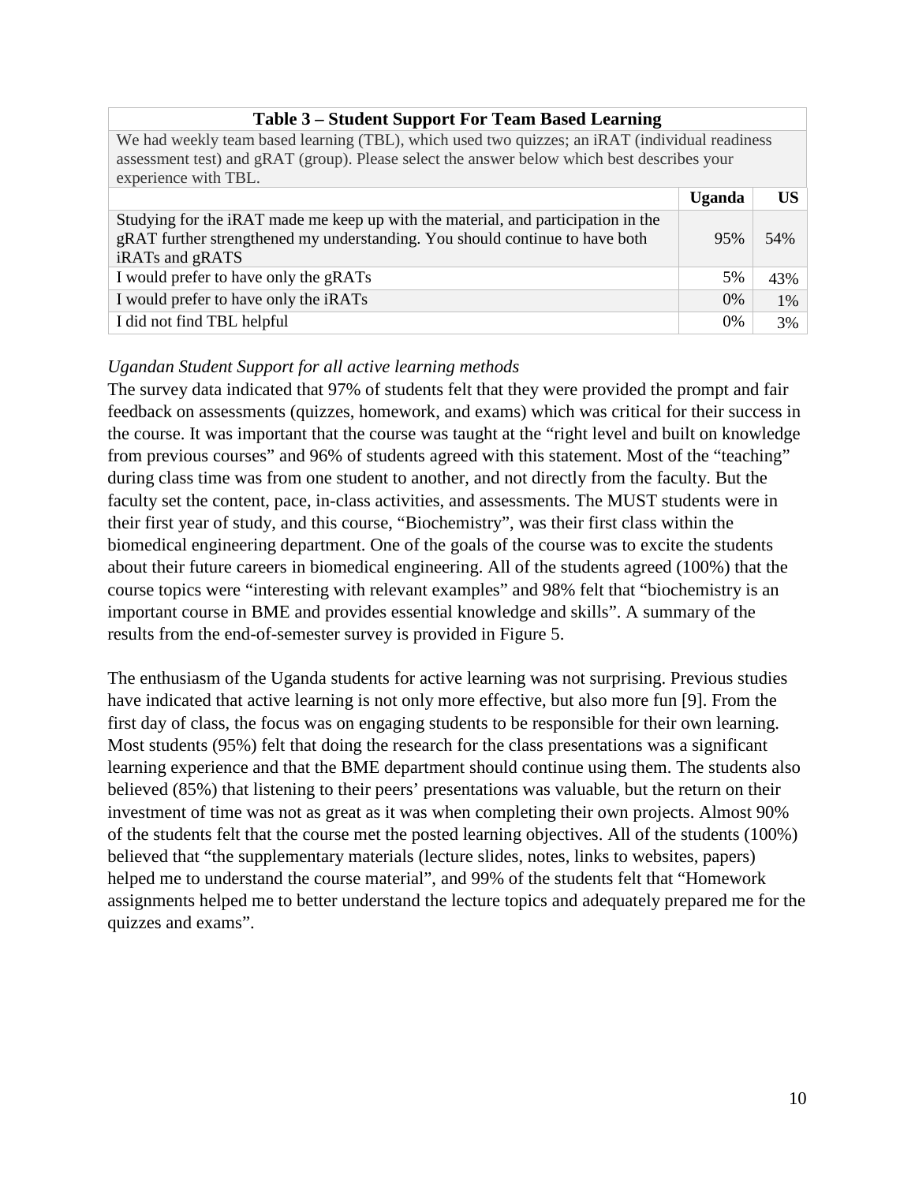**Table 3 – Student Support For Team Based Learning**

We had weekly team based learning (TBL), which used two quizzes; an iRAT (individual readiness assessment test) and gRAT (group). Please select the answer below which best describes your experience with TBL.

| | Uganda | US |
|---|---|---|
| Studying for the iRAT made me keep up with the material, and participation in the gRAT further strengthened my understanding. You should continue to have both iRATs and gRATS | 95% | 54% |
| I would prefer to have only the gRATs | 5% | 43% |
| I would prefer to have only the iRATs | 0% | 1% |
| I did not find TBL helpful | 0% | 3% |

*Ugandan Student Support for all active learning methods*

The survey data indicated that 97% of students felt that they were provided the prompt and fair feedback on assessments (quizzes, homework, and exams) which was critical for their success in the course. It was important that the course was taught at the "right level and built on knowledge from previous courses" and 96% of students agreed with this statement. Most of the "teaching" during class time was from one student to another, and not directly from the faculty. But the faculty set the content, pace, in-class activities, and assessments. The MUST students were in their first year of study, and this course, "Biochemistry", was their first class within the biomedical engineering department. One of the goals of the course was to excite the students about their future careers in biomedical engineering. All of the students agreed (100%) that the course topics were "interesting with relevant examples" and 98% felt that "biochemistry is an important course in BME and provides essential knowledge and skills". A summary of the results from the end-of-semester survey is provided in Figure 5.

The enthusiasm of the Uganda students for active learning was not surprising. Previous studies have indicated that active learning is not only more effective, but also more fun [9]. From the first day of class, the focus was on engaging students to be responsible for their own learning. Most students (95%) felt that doing the research for the class presentations was a significant learning experience and that the BME department should continue using them. The students also believed (85%) that listening to their peers' presentations was valuable, but the return on their investment of time was not as great as it was when completing their own projects. Almost 90% of the students felt that the course met the posted learning objectives. All of the students (100%) believed that "the supplementary materials (lecture slides, notes, links to websites, papers) helped me to understand the course material", and 99% of the students felt that "Homework assignments helped me to better understand the lecture topics and adequately prepared me for the quizzes and exams".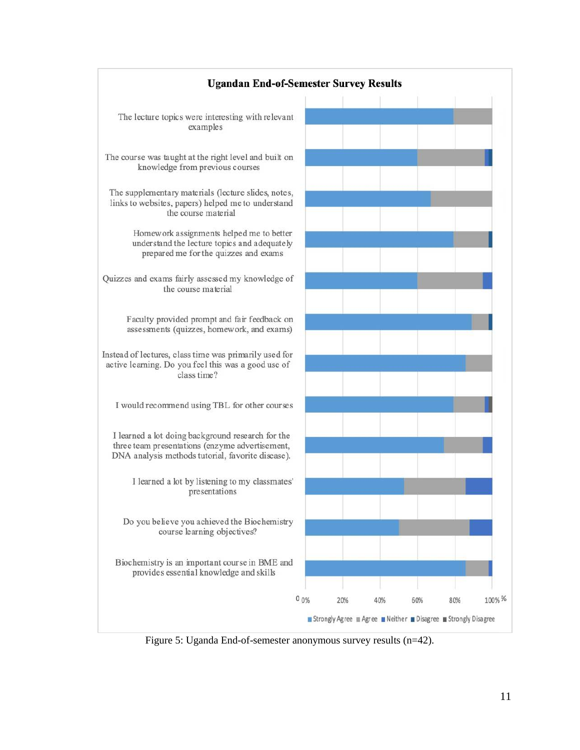**Ugandan End-of-Semester Survey Results**

| Survey item |
|---|
| The lecture topics were interesting with relevant examples |
| The course was taught at the right level and built on knowledge from previous courses |
| The supplementary materials (lecture slides, notes, links to websites, papers) helped me to understand the course material |
| Homework assignments helped me to better understand the lecture topics and adequately prepared me for the quizzes and exams |
| Quizzes and exams fairly assessed my knowledge of the course material |
| Faculty provided prompt and fair feedback on assessments (quizzes, homework, and exams) |
| Instead of lectures, class time was primarily used for active learning. Do you feel this was a good use of class time? |
| I would recommend using TBL for other courses |
| I learned a lot doing background research for the three team presentations (enzyme advertisement, DNA analysis methods tutorial, favorite disease). |
| I learned a lot by listening to my classmates' presentations |
| Do you believe you achieved the Biochemistry course learning objectives? |
| Biochemistry is an important course in BME and provides essential knowledge and skills |

0 0% 20% 40% 60% 80% 100% %

Strongly Agree, Agree, Neither, Disagree, Strongly Disagree

Figure 5: Uganda End-of-semester anonymous survey results (n=42).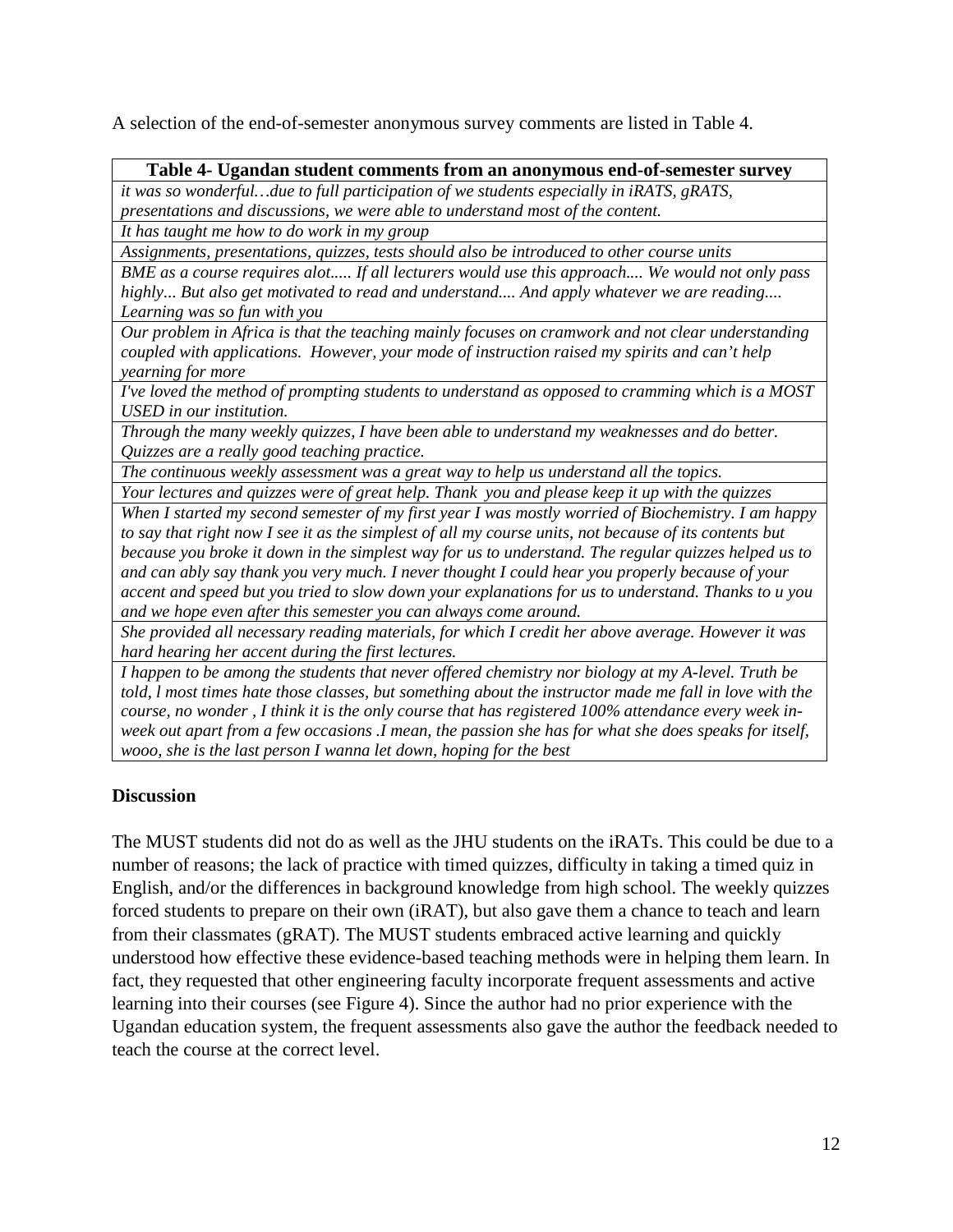A selection of the end-of-semester anonymous survey comments are listed in Table 4.

| Table 4- Ugandan student comments from an anonymous end-of-semester survey |
|---|
| *it was so wonderful…due to full participation of we students especially in iRATS, gRATS, presentations and discussions, we were able to understand most of the content.* |
| *It has taught me how to do work in my group* |
| *Assignments, presentations, quizzes, tests should also be introduced to other course units* |
| *BME as a course requires alot..... If all lecturers would use this approach.... We would not only pass highly... But also get motivated to read and understand.... And apply whatever we are reading.... Learning was so fun with you* |
| *Our problem in Africa is that the teaching mainly focuses on cramwork and not clear understanding coupled with applications. However, your mode of instruction raised my spirits and can't help yearning for more* |
| *I've loved the method of prompting students to understand as opposed to cramming which is a MOST USED in our institution.* |
| *Through the many weekly quizzes, I have been able to understand my weaknesses and do better. Quizzes are a really good teaching practice.* |
| *The continuous weekly assessment was a great way to help us understand all the topics.* |
| *Your lectures and quizzes were of great help. Thank you and please keep it up with the quizzes* |
| *When I started my second semester of my first year I was mostly worried of Biochemistry. I am happy to say that right now I see it as the simplest of all my course units, not because of its contents but because you broke it down in the simplest way for us to understand. The regular quizzes helped us to and can ably say thank you very much. I never thought I could hear you properly because of your accent and speed but you tried to slow down your explanations for us to understand. Thanks to u you and we hope even after this semester you can always come around.* |
| *She provided all necessary reading materials, for which I credit her above average. However it was hard hearing her accent during the first lectures.* |
| *I happen to be among the students that never offered chemistry nor biology at my A-level. Truth be told, l most times hate those classes, but something about the instructor made me fall in love with the course, no wonder , I think it is the only course that has registered 100% attendance every week in-week out apart from a few occasions .I mean, the passion she has for what she does speaks for itself, wooo, she is the last person I wanna let down, hoping for the best* |

**Discussion**

The MUST students did not do as well as the JHU students on the iRATs. This could be due to a number of reasons; the lack of practice with timed quizzes, difficulty in taking a timed quiz in English, and/or the differences in background knowledge from high school. The weekly quizzes forced students to prepare on their own (iRAT), but also gave them a chance to teach and learn from their classmates (gRAT). The MUST students embraced active learning and quickly understood how effective these evidence-based teaching methods were in helping them learn. In fact, they requested that other engineering faculty incorporate frequent assessments and active learning into their courses (see Figure 4). Since the author had no prior experience with the Ugandan education system, the frequent assessments also gave the author the feedback needed to teach the course at the correct level.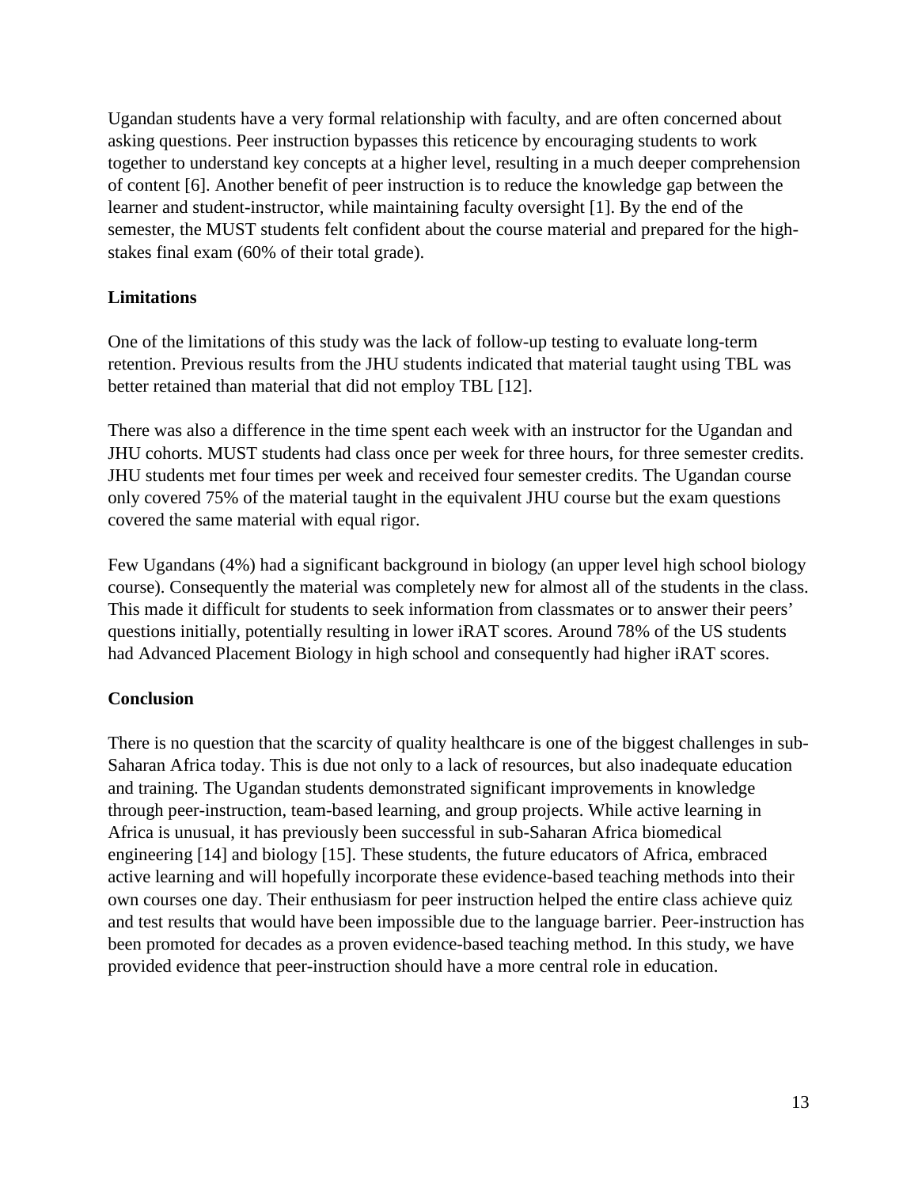Ugandan students have a very formal relationship with faculty, and are often concerned about asking questions. Peer instruction bypasses this reticence by encouraging students to work together to understand key concepts at a higher level, resulting in a much deeper comprehension of content [6]. Another benefit of peer instruction is to reduce the knowledge gap between the learner and student-instructor, while maintaining faculty oversight [1]. By the end of the semester, the MUST students felt confident about the course material and prepared for the high-stakes final exam (60% of their total grade).

## Limitations

One of the limitations of this study was the lack of follow-up testing to evaluate long-term retention. Previous results from the JHU students indicated that material taught using TBL was better retained than material that did not employ TBL [12].

There was also a difference in the time spent each week with an instructor for the Ugandan and JHU cohorts. MUST students had class once per week for three hours, for three semester credits. JHU students met four times per week and received four semester credits. The Ugandan course only covered 75% of the material taught in the equivalent JHU course but the exam questions covered the same material with equal rigor.

Few Ugandans (4%) had a significant background in biology (an upper level high school biology course). Consequently the material was completely new for almost all of the students in the class. This made it difficult for students to seek information from classmates or to answer their peers' questions initially, potentially resulting in lower iRAT scores. Around 78% of the US students had Advanced Placement Biology in high school and consequently had higher iRAT scores.

## Conclusion

There is no question that the scarcity of quality healthcare is one of the biggest challenges in sub-Saharan Africa today. This is due not only to a lack of resources, but also inadequate education and training. The Ugandan students demonstrated significant improvements in knowledge through peer-instruction, team-based learning, and group projects. While active learning in Africa is unusual, it has previously been successful in sub-Saharan Africa biomedical engineering [14] and biology [15]. These students, the future educators of Africa, embraced active learning and will hopefully incorporate these evidence-based teaching methods into their own courses one day. Their enthusiasm for peer instruction helped the entire class achieve quiz and test results that would have been impossible due to the language barrier. Peer-instruction has been promoted for decades as a proven evidence-based teaching method. In this study, we have provided evidence that peer-instruction should have a more central role in education.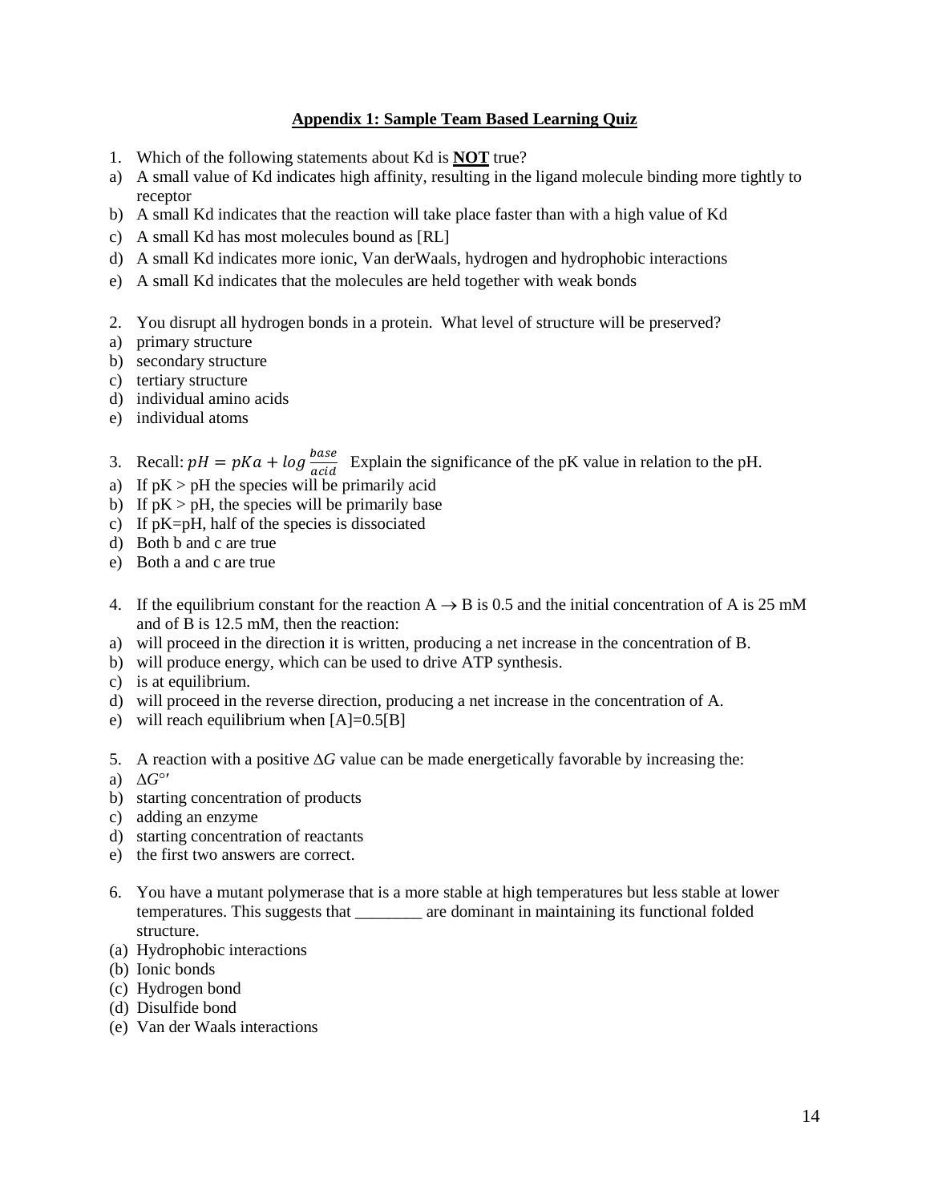**Appendix 1: Sample Team Based Learning Quiz**

1. Which of the following statements about Kd is **NOT** true?
a) A small value of Kd indicates high affinity, resulting in the ligand molecule binding more tightly to receptor
b) A small Kd indicates that the reaction will take place faster than with a high value of Kd
c) A small Kd has most molecules bound as [RL]
d) A small Kd indicates more ionic, Van derWaals, hydrogen and hydrophobic interactions
e) A small Kd indicates that the molecules are held together with weak bonds

2. You disrupt all hydrogen bonds in a protein. What level of structure will be preserved?
a) primary structure
b) secondary structure
c) tertiary structure
d) individual amino acids
e) individual atoms

3. Recall: $pH = pKa + log\frac{base}{acid}$ Explain the significance of the pK value in relation to the pH.
a) If pK > pH the species will be primarily acid
b) If pK > pH, the species will be primarily base
c) If pK=pH, half of the species is dissociated
d) Both b and c are true
e) Both a and c are true

4. If the equilibrium constant for the reaction $A \rightarrow B$ is 0.5 and the initial concentration of A is 25 mM and of B is 12.5 mM, then the reaction:
a) will proceed in the direction it is written, producing a net increase in the concentration of B.
b) will produce energy, which can be used to drive ATP synthesis.
c) is at equilibrium.
d) will proceed in the reverse direction, producing a net increase in the concentration of A.
e) will reach equilibrium when [A]=0.5[B]

5. A reaction with a positive $\Delta G$ value can be made energetically favorable by increasing the:
a) $\Delta G^{\circ\prime}$
b) starting concentration of products
c) adding an enzyme
d) starting concentration of reactants
e) the first two answers are correct.

6. You have a mutant polymerase that is a more stable at high temperatures but less stable at lower temperatures. This suggests that ________ are dominant in maintaining its functional folded structure.
(a) Hydrophobic interactions
(b) Ionic bonds
(c) Hydrogen bond
(d) Disulfide bond
(e) Van der Waals interactions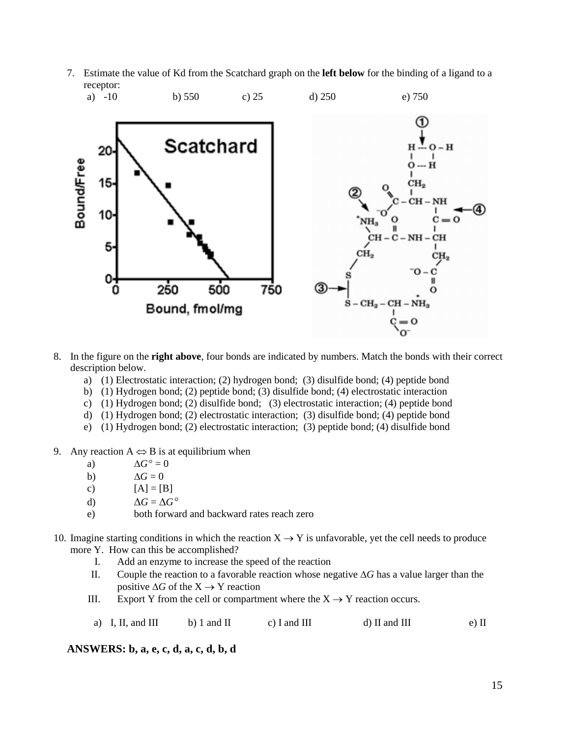7. Estimate the value of Kd from the Scatchard graph on the **left below** for the binding of a ligand to a receptor:
   a) -10  b) 550  c) 25  d) 250  e) 750

8. In the figure on the **right above**, four bonds are indicated by numbers. Match the bonds with their correct description below.
   a) (1) Electrostatic interaction; (2) hydrogen bond; (3) disulfide bond; (4) peptide bond
   b) (1) Hydrogen bond; (2) peptide bond; (3) disulfide bond; (4) electrostatic interaction
   c) (1) Hydrogen bond; (2) disulfide bond; (3) electrostatic interaction; (4) peptide bond
   d) (1) Hydrogen bond; (2) electrostatic interaction; (3) disulfide bond; (4) peptide bond
   e) (1) Hydrogen bond; (2) electrostatic interaction; (3) peptide bond; (4) disulfide bond

9. Any reaction A $\Leftrightarrow$ B is at equilibrium when
   a) $\Delta G° = 0$
   b) $\Delta G = 0$
   c) [A] = [B]
   d) $\Delta G = \Delta G°$
   e) both forward and backward rates reach zero

10. Imagine starting conditions in which the reaction X $\rightarrow$ Y is unfavorable, yet the cell needs to produce more Y. How can this be accomplished?
    I. Add an enzyme to increase the speed of the reaction
    II. Couple the reaction to a favorable reaction whose negative $\Delta G$ has a value larger than the positive $\Delta G$ of the X $\rightarrow$ Y reaction
    III. Export Y from the cell or compartment where the X $\rightarrow$ Y reaction occurs.

    a) I, II, and III  b) 1 and II  c) I and III  d) II and III  e) II

**ANSWERS: b, a, e, c, d, a, c, d, b, d**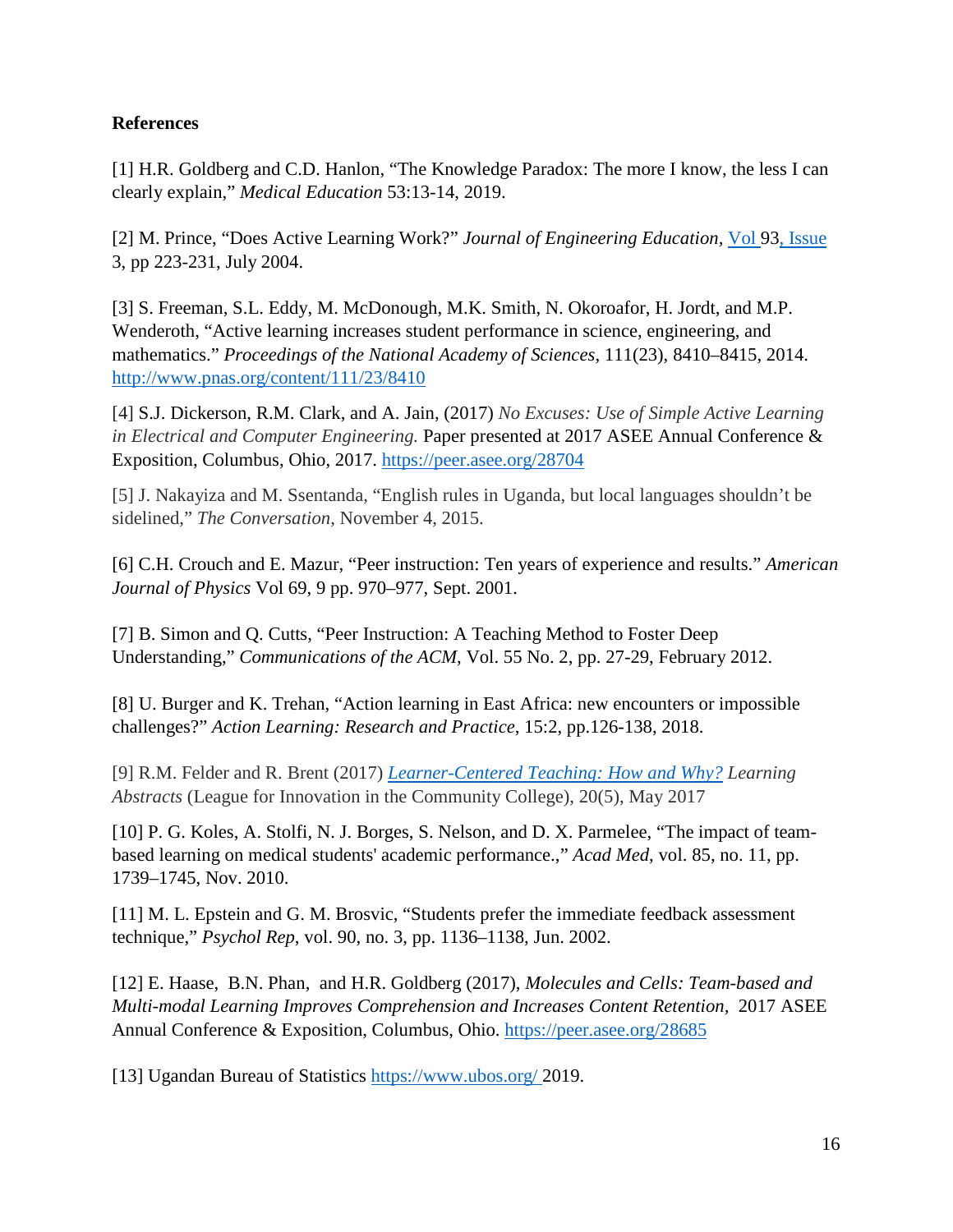**References**

[1] H.R. Goldberg and C.D. Hanlon, "The Knowledge Paradox: The more I know, the less I can clearly explain," *Medical Education* 53:13-14, 2019.

[2] M. Prince, "Does Active Learning Work?" *Journal of Engineering Education*, Vol 93, Issue 3, pp 223-231, July 2004.

[3] S. Freeman, S.L. Eddy, M. McDonough, M.K. Smith, N. Okoroafor, H. Jordt, and M.P. Wenderoth, "Active learning increases student performance in science, engineering, and mathematics." *Proceedings of the National Academy of Sciences*, 111(23), 8410–8415, 2014. http://www.pnas.org/content/111/23/8410

[4] S.J. Dickerson, R.M. Clark, and A. Jain, (2017) *No Excuses: Use of Simple Active Learning in Electrical and Computer Engineering.* Paper presented at 2017 ASEE Annual Conference & Exposition, Columbus, Ohio, 2017. https://peer.asee.org/28704

[5] J. Nakayiza and M. Ssentanda, "English rules in Uganda, but local languages shouldn't be sidelined," *The Conversation*, November 4, 2015.

[6] C.H. Crouch and E. Mazur, "Peer instruction: Ten years of experience and results." *American Journal of Physics* Vol 69, 9 pp. 970–977, Sept. 2001.

[7] B. Simon and Q. Cutts, "Peer Instruction: A Teaching Method to Foster Deep Understanding," *Communications of the ACM*, Vol. 55 No. 2, pp. 27-29, February 2012.

[8] U. Burger and K. Trehan, "Action learning in East Africa: new encounters or impossible challenges?" *Action Learning: Research and Practice*, 15:2, pp.126-138, 2018.

[9] R.M. Felder and R. Brent (2017) *Learner-Centered Teaching: How and Why?* *Learning Abstracts* (League for Innovation in the Community College), 20(5), May 2017

[10] P. G. Koles, A. Stolfi, N. J. Borges, S. Nelson, and D. X. Parmelee, "The impact of team-based learning on medical students' academic performance.," *Acad Med*, vol. 85, no. 11, pp. 1739–1745, Nov. 2010.

[11] M. L. Epstein and G. M. Brosvic, "Students prefer the immediate feedback assessment technique," *Psychol Rep*, vol. 90, no. 3, pp. 1136–1138, Jun. 2002.

[12] E. Haase, B.N. Phan, and H.R. Goldberg (2017), *Molecules and Cells: Team-based and Multi-modal Learning Improves Comprehension and Increases Content Retention*, 2017 ASEE Annual Conference & Exposition, Columbus, Ohio. https://peer.asee.org/28685

[13] Ugandan Bureau of Statistics https://www.ubos.org/ 2019.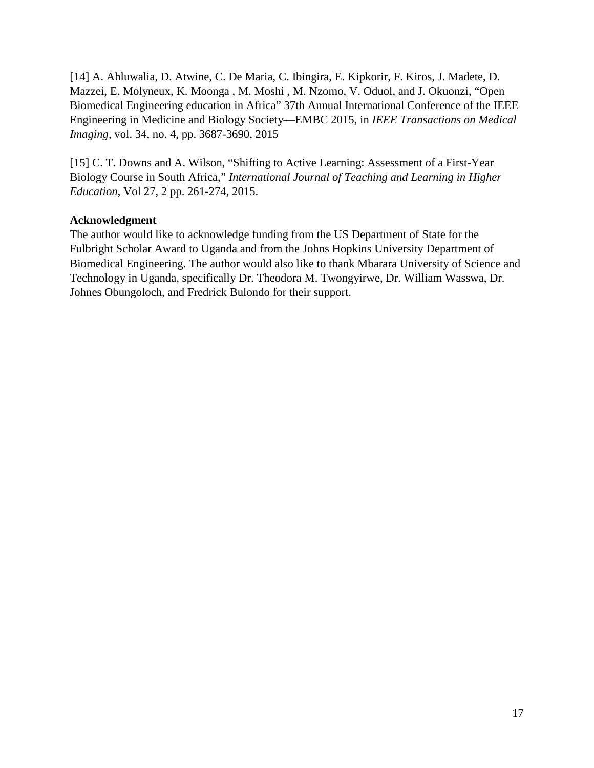[14] A. Ahluwalia, D. Atwine, C. De Maria, C. Ibingira, E. Kipkorir, F. Kiros, J. Madete, D. Mazzei, E. Molyneux, K. Moonga , M. Moshi , M. Nzomo, V. Oduol, and J. Okuonzi, "Open Biomedical Engineering education in Africa" 37th Annual International Conference of the IEEE Engineering in Medicine and Biology Society—EMBC 2015, in *IEEE Transactions on Medical Imaging*, vol. 34, no. 4, pp. 3687-3690, 2015

[15] C. T. Downs and A. Wilson, "Shifting to Active Learning: Assessment of a First-Year Biology Course in South Africa," *International Journal of Teaching and Learning in Higher Education*, Vol 27, 2 pp. 261-274, 2015.

**Acknowledgment**

The author would like to acknowledge funding from the US Department of State for the Fulbright Scholar Award to Uganda and from the Johns Hopkins University Department of Biomedical Engineering. The author would also like to thank Mbarara University of Science and Technology in Uganda, specifically Dr. Theodora M. Twongyirwe, Dr. William Wasswa, Dr. Johnes Obungoloch, and Fredrick Bulondo for their support.